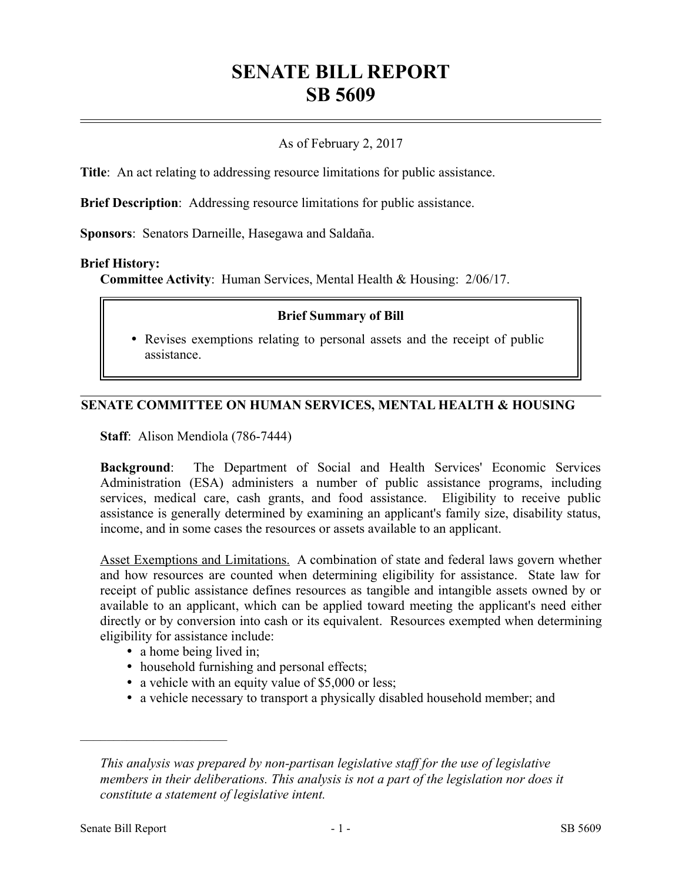# SENATE BILL REPORT
# SB 5609

As of February 2, 2017

**Title**: An act relating to addressing resource limitations for public assistance.

**Brief Description**: Addressing resource limitations for public assistance.

**Sponsors**: Senators Darneille, Hasegawa and Saldaña.

**Brief History:**

**Committee Activity**: Human Services, Mental Health & Housing: 2/06/17.

**Brief Summary of Bill**

- Revises exemptions relating to personal assets and the receipt of public assistance.

## SENATE COMMITTEE ON HUMAN SERVICES, MENTAL HEALTH & HOUSING

**Staff**: Alison Mendiola (786-7444)

**Background**: The Department of Social and Health Services' Economic Services Administration (ESA) administers a number of public assistance programs, including services, medical care, cash grants, and food assistance. Eligibility to receive public assistance is generally determined by examining an applicant's family size, disability status, income, and in some cases the resources or assets available to an applicant.

Asset Exemptions and Limitations. A combination of state and federal laws govern whether and how resources are counted when determining eligibility for assistance. State law for receipt of public assistance defines resources as tangible and intangible assets owned by or available to an applicant, which can be applied toward meeting the applicant's need either directly or by conversion into cash or its equivalent. Resources exempted when determining eligibility for assistance include:

- a home being lived in;
- household furnishing and personal effects;
- a vehicle with an equity value of $5,000 or less;
- a vehicle necessary to transport a physically disabled household member; and

---

*This analysis was prepared by non-partisan legislative staff for the use of legislative members in their deliberations. This analysis is not a part of the legislation nor does it constitute a statement of legislative intent.*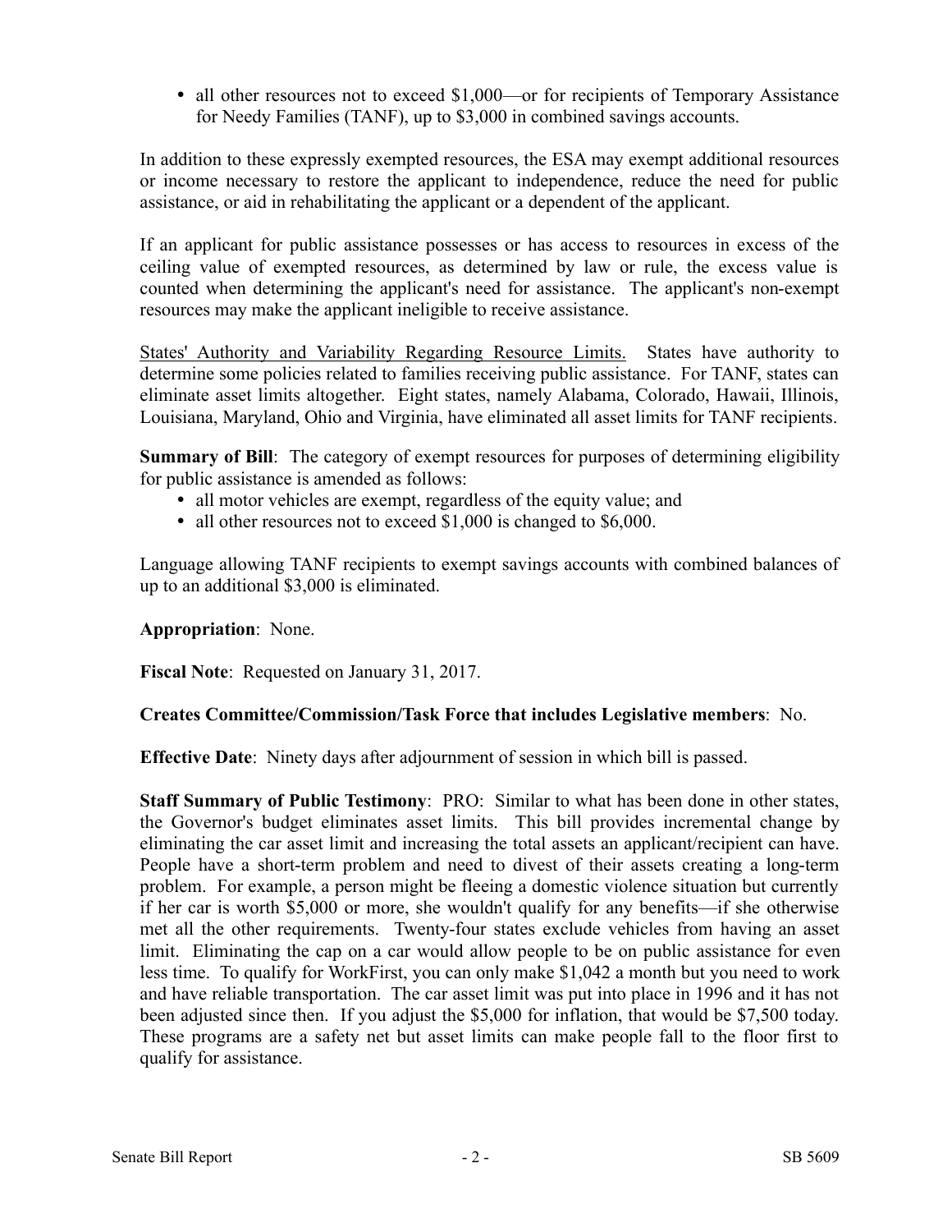- all other resources not to exceed $1,000—or for recipients of Temporary Assistance for Needy Families (TANF), up to $3,000 in combined savings accounts.

In addition to these expressly exempted resources, the ESA may exempt additional resources or income necessary to restore the applicant to independence, reduce the need for public assistance, or aid in rehabilitating the applicant or a dependent of the applicant.

If an applicant for public assistance possesses or has access to resources in excess of the ceiling value of exempted resources, as determined by law or rule, the excess value is counted when determining the applicant's need for assistance. The applicant's non-exempt resources may make the applicant ineligible to receive assistance.

States' Authority and Variability Regarding Resource Limits. States have authority to determine some policies related to families receiving public assistance. For TANF, states can eliminate asset limits altogether. Eight states, namely Alabama, Colorado, Hawaii, Illinois, Louisiana, Maryland, Ohio and Virginia, have eliminated all asset limits for TANF recipients.

**Summary of Bill**: The category of exempt resources for purposes of determining eligibility for public assistance is amended as follows:

- all motor vehicles are exempt, regardless of the equity value; and
- all other resources not to exceed $1,000 is changed to $6,000.

Language allowing TANF recipients to exempt savings accounts with combined balances of up to an additional $3,000 is eliminated.

**Appropriation**: None.

**Fiscal Note**: Requested on January 31, 2017.

**Creates Committee/Commission/Task Force that includes Legislative members**: No.

**Effective Date**: Ninety days after adjournment of session in which bill is passed.

**Staff Summary of Public Testimony**: PRO: Similar to what has been done in other states, the Governor's budget eliminates asset limits. This bill provides incremental change by eliminating the car asset limit and increasing the total assets an applicant/recipient can have. People have a short-term problem and need to divest of their assets creating a long-term problem. For example, a person might be fleeing a domestic violence situation but currently if her car is worth $5,000 or more, she wouldn't qualify for any benefits—if she otherwise met all the other requirements. Twenty-four states exclude vehicles from having an asset limit. Eliminating the cap on a car would allow people to be on public assistance for even less time. To qualify for WorkFirst, you can only make $1,042 a month but you need to work and have reliable transportation. The car asset limit was put into place in 1996 and it has not been adjusted since then. If you adjust the $5,000 for inflation, that would be $7,500 today. These programs are a safety net but asset limits can make people fall to the floor first to qualify for assistance.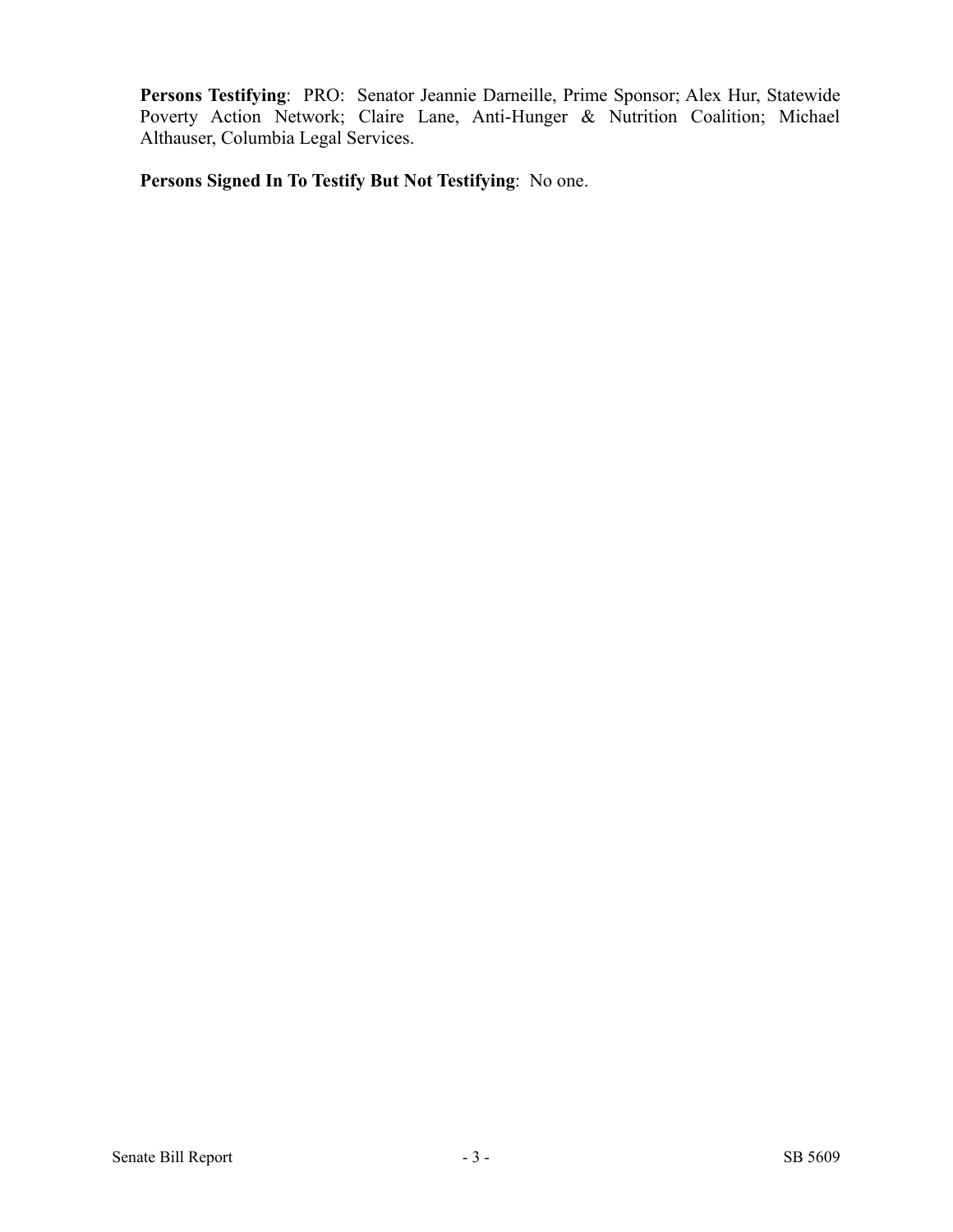**Persons Testifying**: PRO: Senator Jeannie Darneille, Prime Sponsor; Alex Hur, Statewide Poverty Action Network; Claire Lane, Anti-Hunger & Nutrition Coalition; Michael Althauser, Columbia Legal Services.

**Persons Signed In To Testify But Not Testifying**: No one.